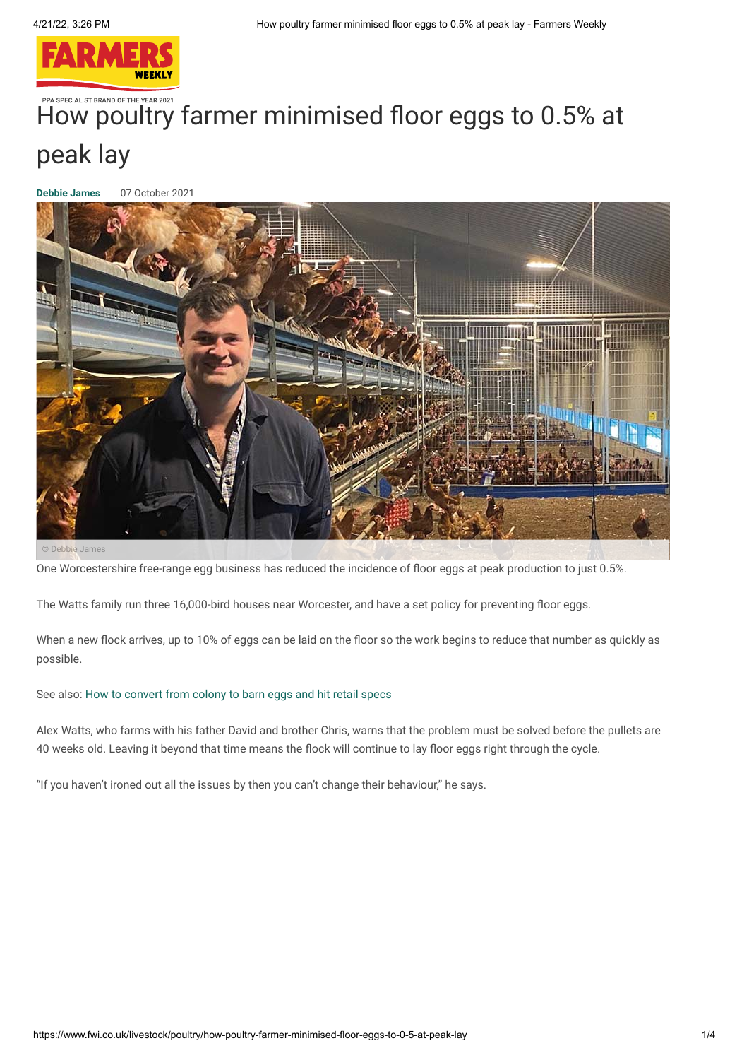# How poultry farmer minimised floor eggs to 0.5% at peak lay

**Debbie James** 07 October 2021

© Debbie James

One Worcestershire free-range egg business has reduced the incidence of floor eggs at peak production to just 0.5%.

The Watts family run three 16,000-bird houses near Worcester, and have a set policy for preventing floor eggs.

When a new flock arrives, up to 10% of eggs can be laid on the floor so the work begins to reduce that number as quickly as possible.

See also: How to convert from colony to barn eggs and hit retail specs

Alex Watts, who farms with his father David and brother Chris, warns that the problem must be solved before the pullets are 40 weeks old. Leaving it beyond that time means the flock will continue to lay floor eggs right through the cycle.

"If you haven't ironed out all the issues by then you can't change their behaviour," he says.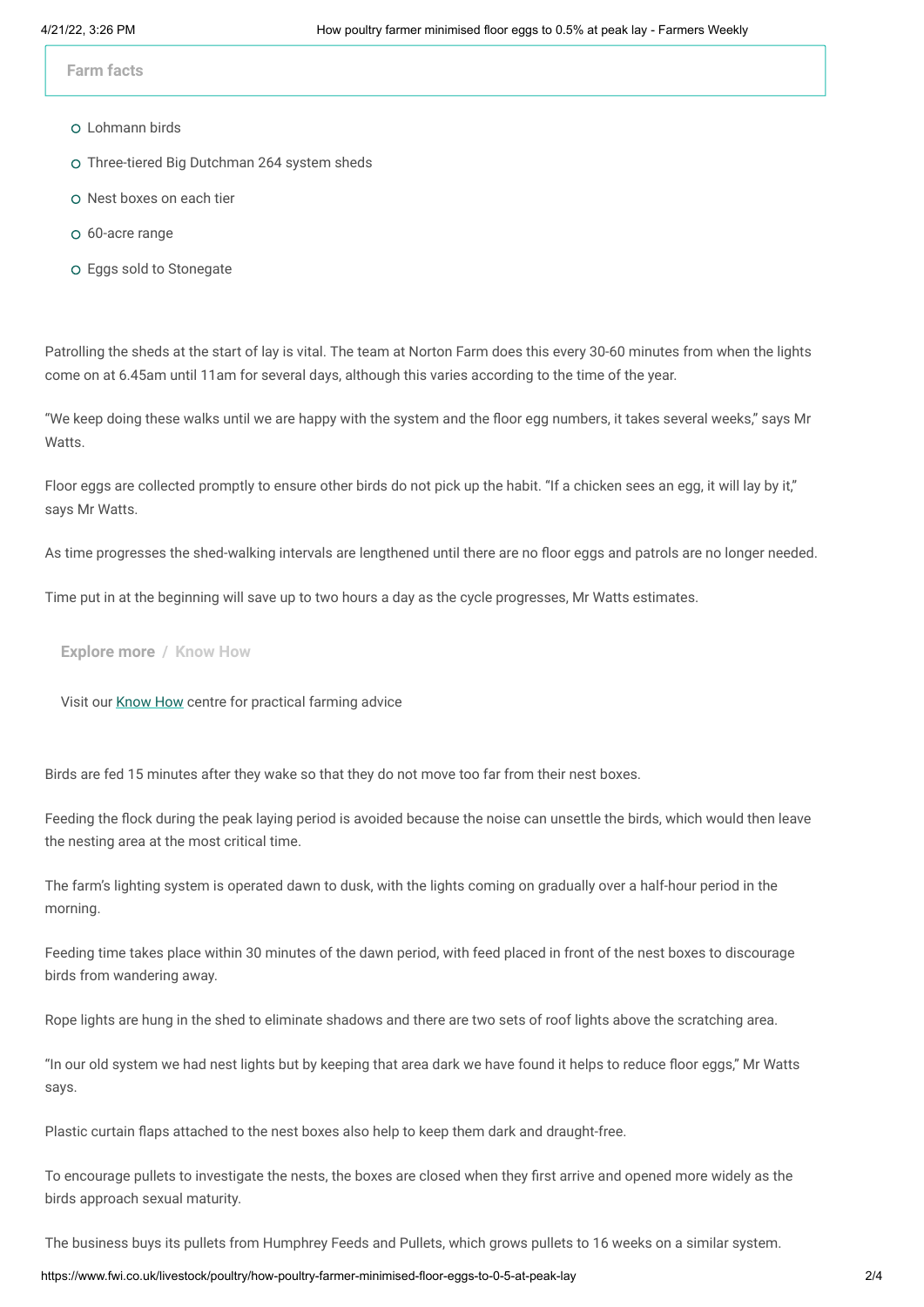### Farm facts

- Lohmann birds
- Three-tiered Big Dutchman 264 system sheds
- Nest boxes on each tier
- 60-acre range
- Eggs sold to Stonegate

Patrolling the sheds at the start of lay is vital. The team at Norton Farm does this every 30-60 minutes from when the lights come on at 6.45am until 11am for several days, although this varies according to the time of the year.

"We keep doing these walks until we are happy with the system and the floor egg numbers, it takes several weeks," says Mr Watts.

Floor eggs are collected promptly to ensure other birds do not pick up the habit. "If a chicken sees an egg, it will lay by it," says Mr Watts.

As time progresses the shed-walking intervals are lengthened until there are no floor eggs and patrols are no longer needed.

Time put in at the beginning will save up to two hours a day as the cycle progresses, Mr Watts estimates.

**Explore more / Know How**

Visit our Know How centre for practical farming advice

Birds are fed 15 minutes after they wake so that they do not move too far from their nest boxes.

Feeding the flock during the peak laying period is avoided because the noise can unsettle the birds, which would then leave the nesting area at the most critical time.

The farm's lighting system is operated dawn to dusk, with the lights coming on gradually over a half-hour period in the morning.

Feeding time takes place within 30 minutes of the dawn period, with feed placed in front of the nest boxes to discourage birds from wandering away.

Rope lights are hung in the shed to eliminate shadows and there are two sets of roof lights above the scratching area.

"In our old system we had nest lights but by keeping that area dark we have found it helps to reduce floor eggs," Mr Watts says.

Plastic curtain flaps attached to the nest boxes also help to keep them dark and draught-free.

To encourage pullets to investigate the nests, the boxes are closed when they first arrive and opened more widely as the birds approach sexual maturity.

The business buys its pullets from Humphrey Feeds and Pullets, which grows pullets to 16 weeks on a similar system.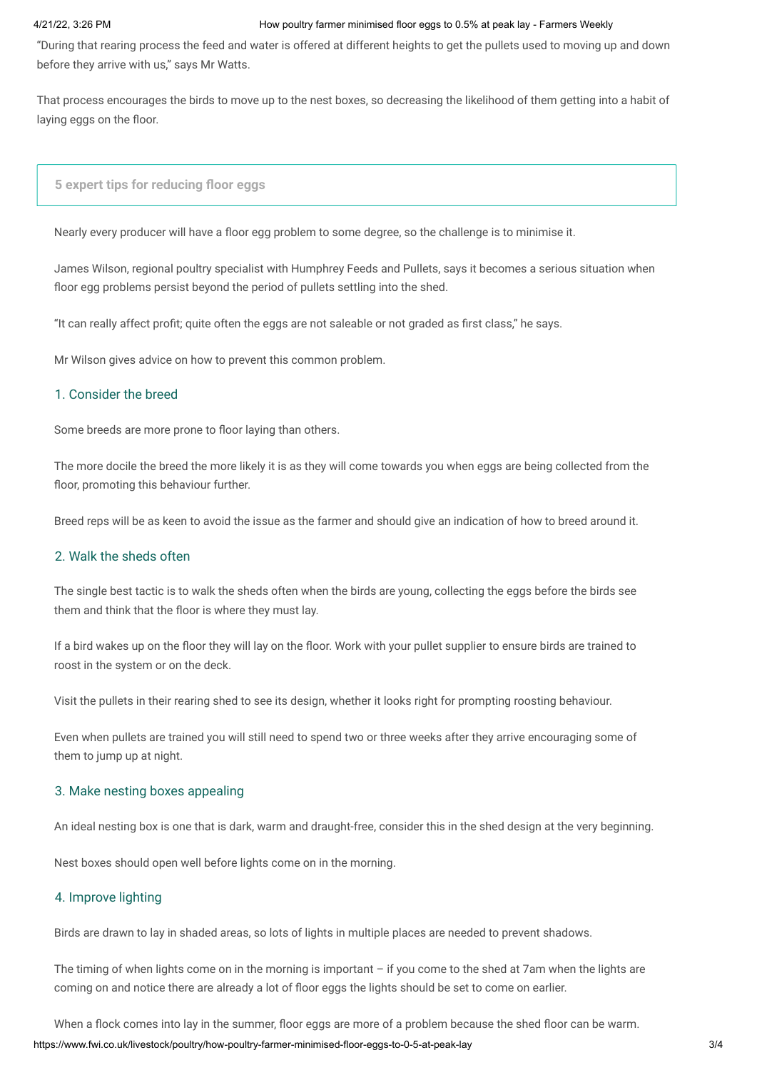"During that rearing process the feed and water is offered at different heights to get the pullets used to moving up and down before they arrive with us," says Mr Watts.

That process encourages the birds to move up to the nest boxes, so decreasing the likelihood of them getting into a habit of laying eggs on the floor.

## 5 expert tips for reducing floor eggs

Nearly every producer will have a floor egg problem to some degree, so the challenge is to minimise it.

James Wilson, regional poultry specialist with Humphrey Feeds and Pullets, says it becomes a serious situation when floor egg problems persist beyond the period of pullets settling into the shed.

"It can really affect profit; quite often the eggs are not saleable or not graded as first class," he says.

Mr Wilson gives advice on how to prevent this common problem.

### 1. Consider the breed

Some breeds are more prone to floor laying than others.

The more docile the breed the more likely it is as they will come towards you when eggs are being collected from the floor, promoting this behaviour further.

Breed reps will be as keen to avoid the issue as the farmer and should give an indication of how to breed around it.

### 2. Walk the sheds often

The single best tactic is to walk the sheds often when the birds are young, collecting the eggs before the birds see them and think that the floor is where they must lay.

If a bird wakes up on the floor they will lay on the floor. Work with your pullet supplier to ensure birds are trained to roost in the system or on the deck.

Visit the pullets in their rearing shed to see its design, whether it looks right for prompting roosting behaviour.

Even when pullets are trained you will still need to spend two or three weeks after they arrive encouraging some of them to jump up at night.

### 3. Make nesting boxes appealing

An ideal nesting box is one that is dark, warm and draught-free, consider this in the shed design at the very beginning.

Nest boxes should open well before lights come on in the morning.

### 4. Improve lighting

Birds are drawn to lay in shaded areas, so lots of lights in multiple places are needed to prevent shadows.

The timing of when lights come on in the morning is important – if you come to the shed at 7am when the lights are coming on and notice there are already a lot of floor eggs the lights should be set to come on earlier.

When a flock comes into lay in the summer, floor eggs are more of a problem because the shed floor can be warm.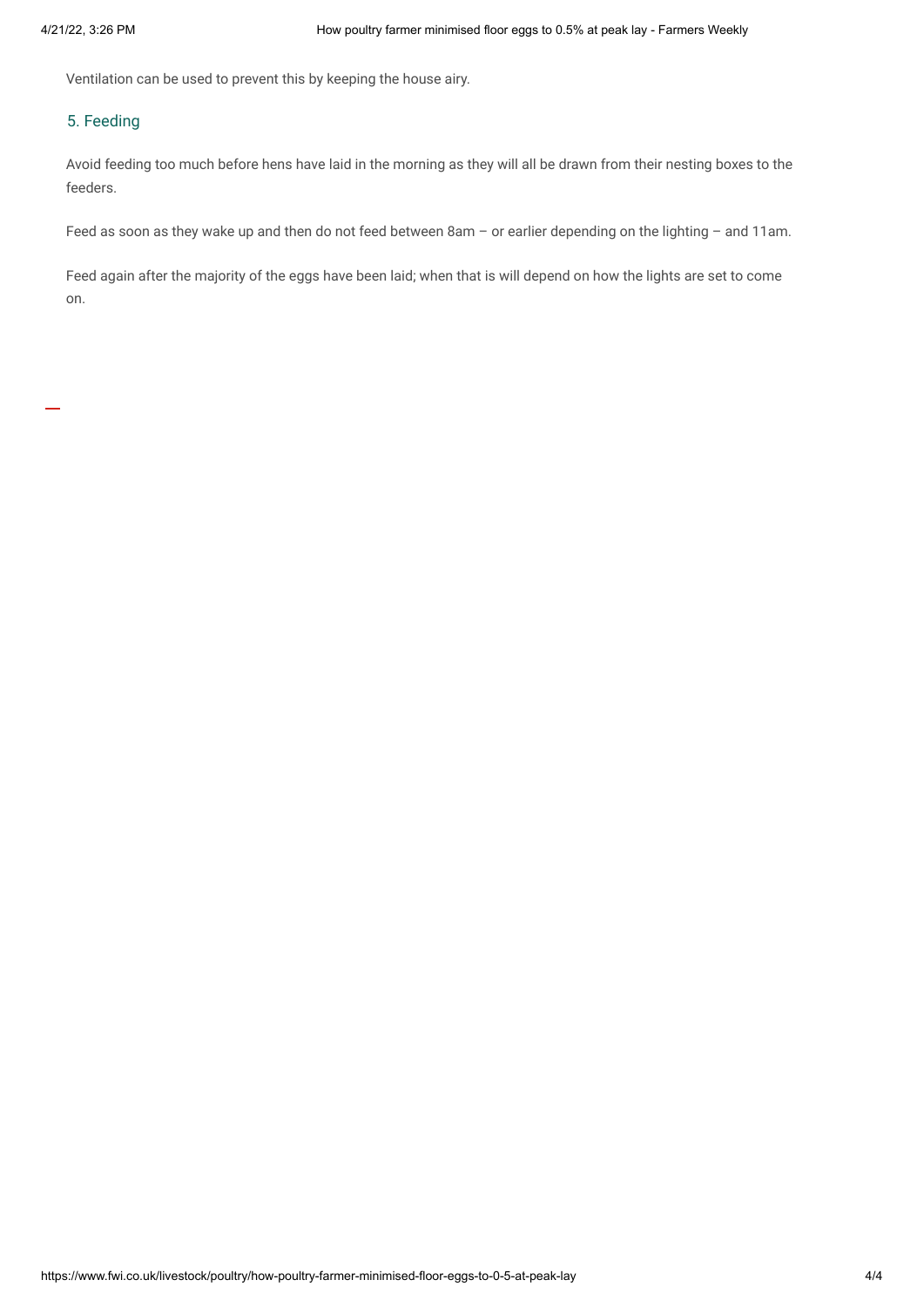Ventilation can be used to prevent this by keeping the house airy.

### 5. Feeding

Avoid feeding too much before hens have laid in the morning as they will all be drawn from their nesting boxes to the feeders.

Feed as soon as they wake up and then do not feed between 8am – or earlier depending on the lighting – and 11am.

Feed again after the majority of the eggs have been laid; when that is will depend on how the lights are set to come on.